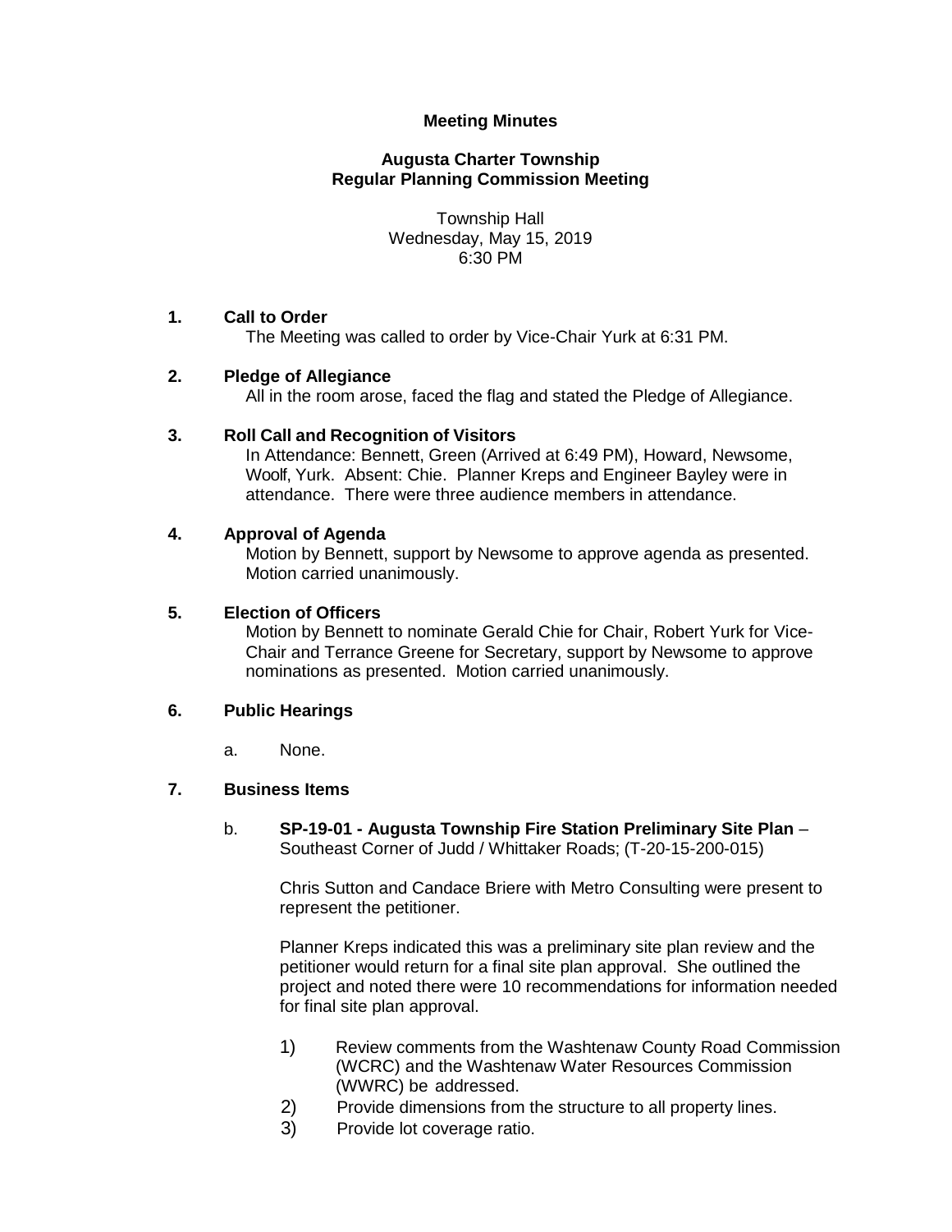**Meeting Minutes**

**Augusta Charter Township**
**Regular Planning Commission Meeting**

Township Hall
Wednesday, May 15, 2019
6:30 PM

**1. Call to Order**

The Meeting was called to order by Vice-Chair Yurk at 6:31 PM.

**2. Pledge of Allegiance**

All in the room arose, faced the flag and stated the Pledge of Allegiance.

**3. Roll Call and Recognition of Visitors**

In Attendance: Bennett, Green (Arrived at 6:49 PM), Howard, Newsome, Woolf, Yurk. Absent: Chie. Planner Kreps and Engineer Bayley were in attendance. There were three audience members in attendance.

**4. Approval of Agenda**

Motion by Bennett, support by Newsome to approve agenda as presented. Motion carried unanimously.

**5. Election of Officers**

Motion by Bennett to nominate Gerald Chie for Chair, Robert Yurk for Vice-Chair and Terrance Greene for Secretary, support by Newsome to approve nominations as presented. Motion carried unanimously.

**6. Public Hearings**

a. None.

**7. Business Items**

b. **SP-19-01 - Augusta Township Fire Station Preliminary Site Plan** – Southeast Corner of Judd / Whittaker Roads; (T-20-15-200-015)

Chris Sutton and Candace Briere with Metro Consulting were present to represent the petitioner.

Planner Kreps indicated this was a preliminary site plan review and the petitioner would return for a final site plan approval. She outlined the project and noted there were 10 recommendations for information needed for final site plan approval.

1) Review comments from the Washtenaw County Road Commission (WCRC) and the Washtenaw Water Resources Commission (WWRC) be addressed.
2) Provide dimensions from the structure to all property lines.
3) Provide lot coverage ratio.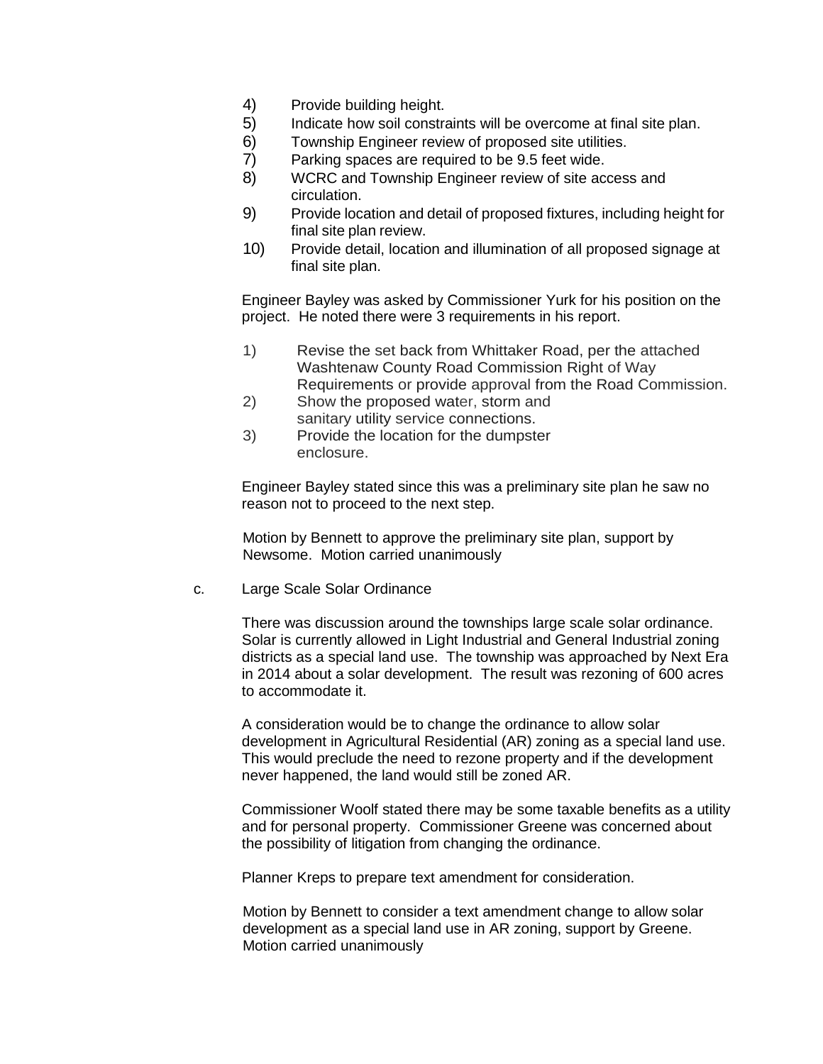4) Provide building height.
5) Indicate how soil constraints will be overcome at final site plan.
6) Township Engineer review of proposed site utilities.
7) Parking spaces are required to be 9.5 feet wide.
8) WCRC and Township Engineer review of site access and circulation.
9) Provide location and detail of proposed fixtures, including height for final site plan review.
10) Provide detail, location and illumination of all proposed signage at final site plan.

Engineer Bayley was asked by Commissioner Yurk for his position on the project. He noted there were 3 requirements in his report.

1) Revise the set back from Whittaker Road, per the attached Washtenaw County Road Commission Right of Way Requirements or provide approval from the Road Commission.
2) Show the proposed water, storm and sanitary utility service connections.
3) Provide the location for the dumpster enclosure.

Engineer Bayley stated since this was a preliminary site plan he saw no reason not to proceed to the next step.

Motion by Bennett to approve the preliminary site plan, support by Newsome. Motion carried unanimously

c. Large Scale Solar Ordinance

There was discussion around the townships large scale solar ordinance. Solar is currently allowed in Light Industrial and General Industrial zoning districts as a special land use. The township was approached by Next Era in 2014 about a solar development. The result was rezoning of 600 acres to accommodate it.

A consideration would be to change the ordinance to allow solar development in Agricultural Residential (AR) zoning as a special land use. This would preclude the need to rezone property and if the development never happened, the land would still be zoned AR.

Commissioner Woolf stated there may be some taxable benefits as a utility and for personal property. Commissioner Greene was concerned about the possibility of litigation from changing the ordinance.

Planner Kreps to prepare text amendment for consideration.

Motion by Bennett to consider a text amendment change to allow solar development as a special land use in AR zoning, support by Greene. Motion carried unanimously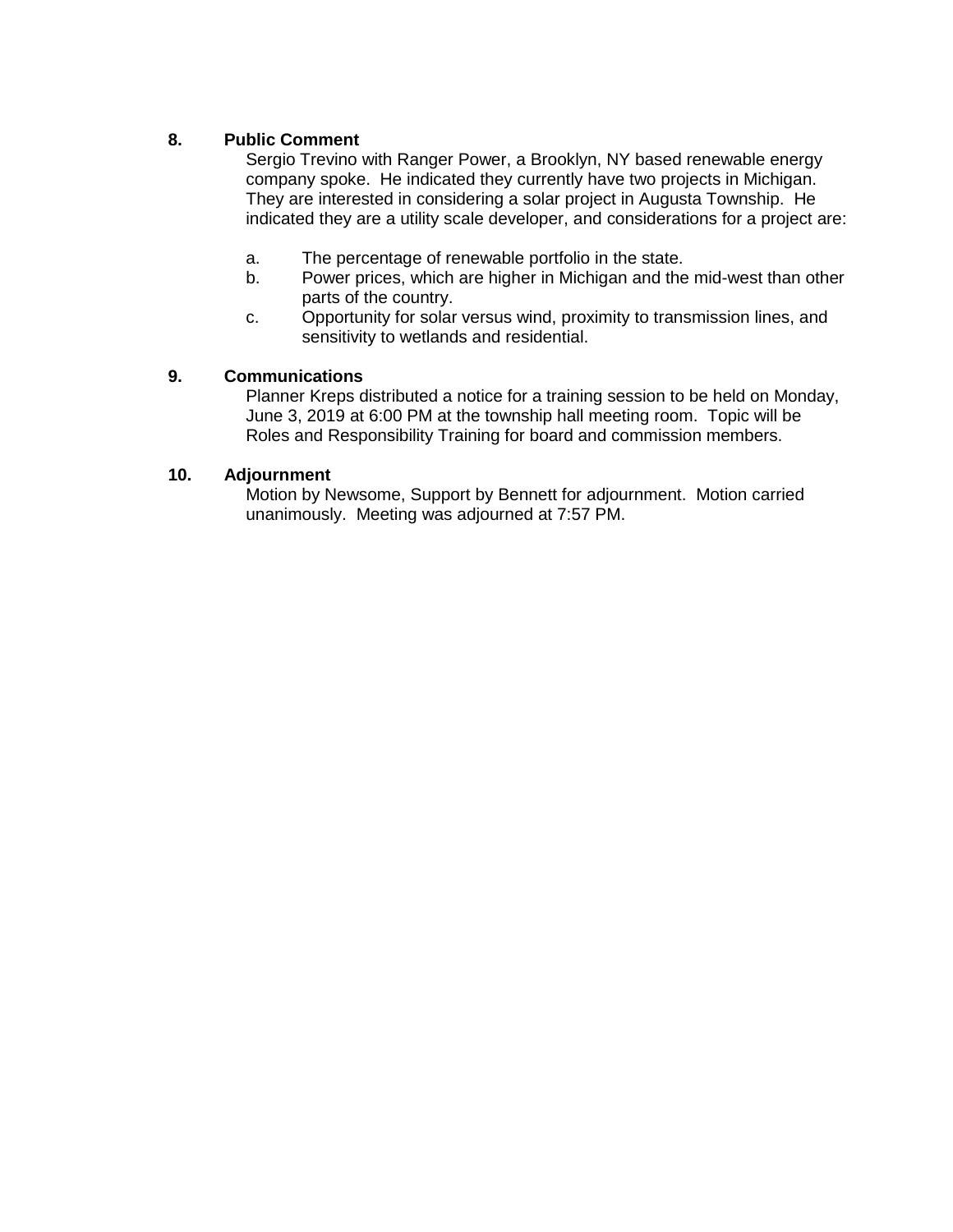**8. Public Comment**

Sergio Trevino with Ranger Power, a Brooklyn, NY based renewable energy company spoke. He indicated they currently have two projects in Michigan. They are interested in considering a solar project in Augusta Township. He indicated they are a utility scale developer, and considerations for a project are:

a. The percentage of renewable portfolio in the state.
b. Power prices, which are higher in Michigan and the mid-west than other parts of the country.
c. Opportunity for solar versus wind, proximity to transmission lines, and sensitivity to wetlands and residential.

**9. Communications**

Planner Kreps distributed a notice for a training session to be held on Monday, June 3, 2019 at 6:00 PM at the township hall meeting room. Topic will be Roles and Responsibility Training for board and commission members.

**10. Adjournment**

Motion by Newsome, Support by Bennett for adjournment. Motion carried unanimously. Meeting was adjourned at 7:57 PM.